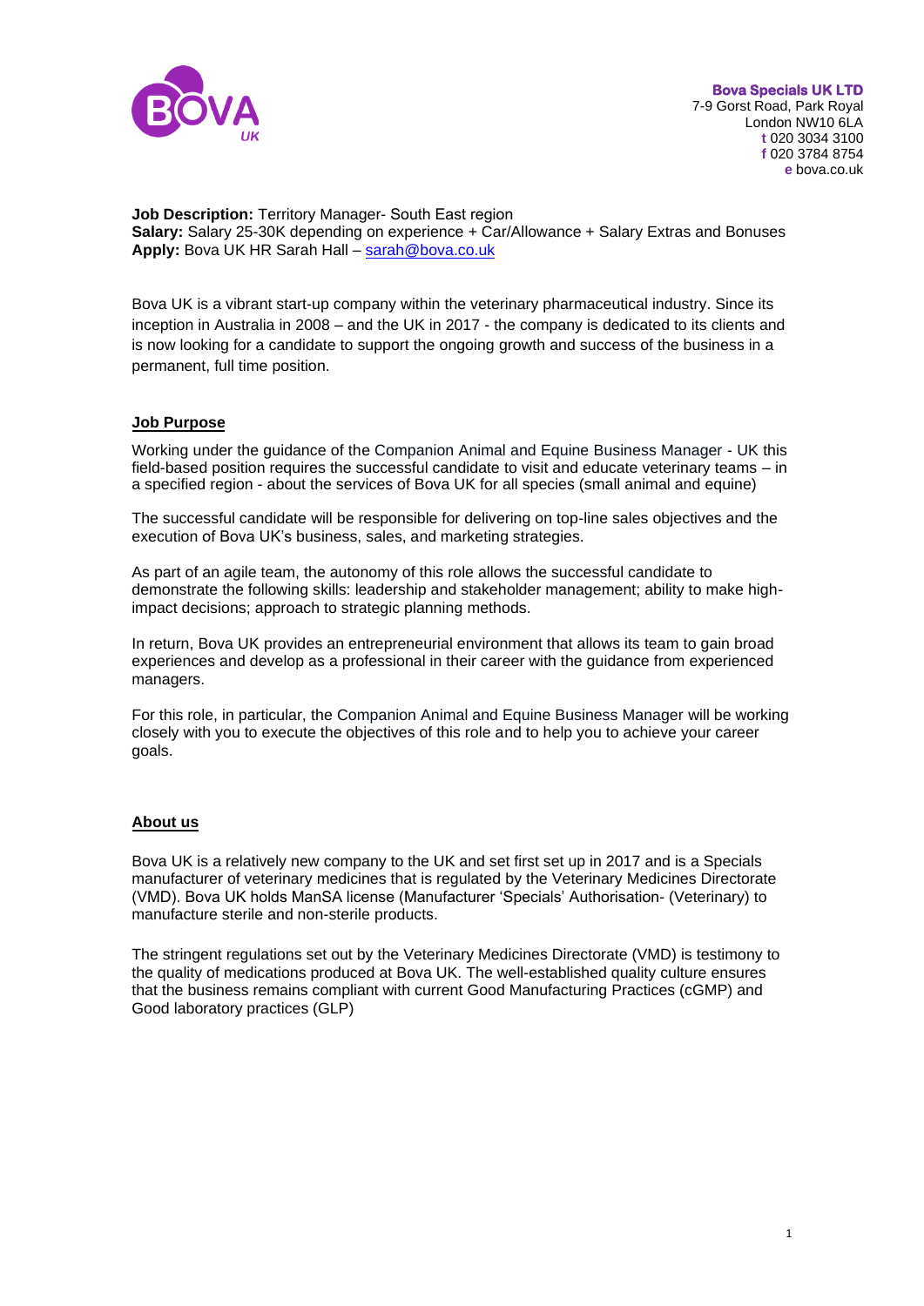**Bova Specials UK LTD**
7-9 Gorst Road, Park Royal
London NW10 6LA
**t** 020 3034 3100
**f** 020 3784 8754
**e** bova.co.uk

**Job Description:** Territory Manager- South East region
**Salary:** Salary 25-30K depending on experience + Car/Allowance + Salary Extras and Bonuses
**Apply:** Bova UK HR Sarah Hall – sarah@bova.co.uk

Bova UK is a vibrant start-up company within the veterinary pharmaceutical industry. Since its inception in Australia in 2008 – and the UK in 2017 - the company is dedicated to its clients and is now looking for a candidate to support the ongoing growth and success of the business in a permanent, full time position.

## Job Purpose

Working under the guidance of the Companion Animal and Equine Business Manager - UK this field-based position requires the successful candidate to visit and educate veterinary teams – in a specified region - about the services of Bova UK for all species (small animal and equine)

The successful candidate will be responsible for delivering on top-line sales objectives and the execution of Bova UK's business, sales, and marketing strategies.

As part of an agile team, the autonomy of this role allows the successful candidate to demonstrate the following skills: leadership and stakeholder management; ability to make high-impact decisions; approach to strategic planning methods.

In return, Bova UK provides an entrepreneurial environment that allows its team to gain broad experiences and develop as a professional in their career with the guidance from experienced managers.

For this role, in particular, the Companion Animal and Equine Business Manager will be working closely with you to execute the objectives of this role and to help you to achieve your career goals.

## About us

Bova UK is a relatively new company to the UK and set first set up in 2017 and is a Specials manufacturer of veterinary medicines that is regulated by the Veterinary Medicines Directorate (VMD). Bova UK holds ManSA license (Manufacturer 'Specials' Authorisation- (Veterinary) to manufacture sterile and non-sterile products.

The stringent regulations set out by the Veterinary Medicines Directorate (VMD) is testimony to the quality of medications produced at Bova UK. The well-established quality culture ensures that the business remains compliant with current Good Manufacturing Practices (cGMP) and Good laboratory practices (GLP)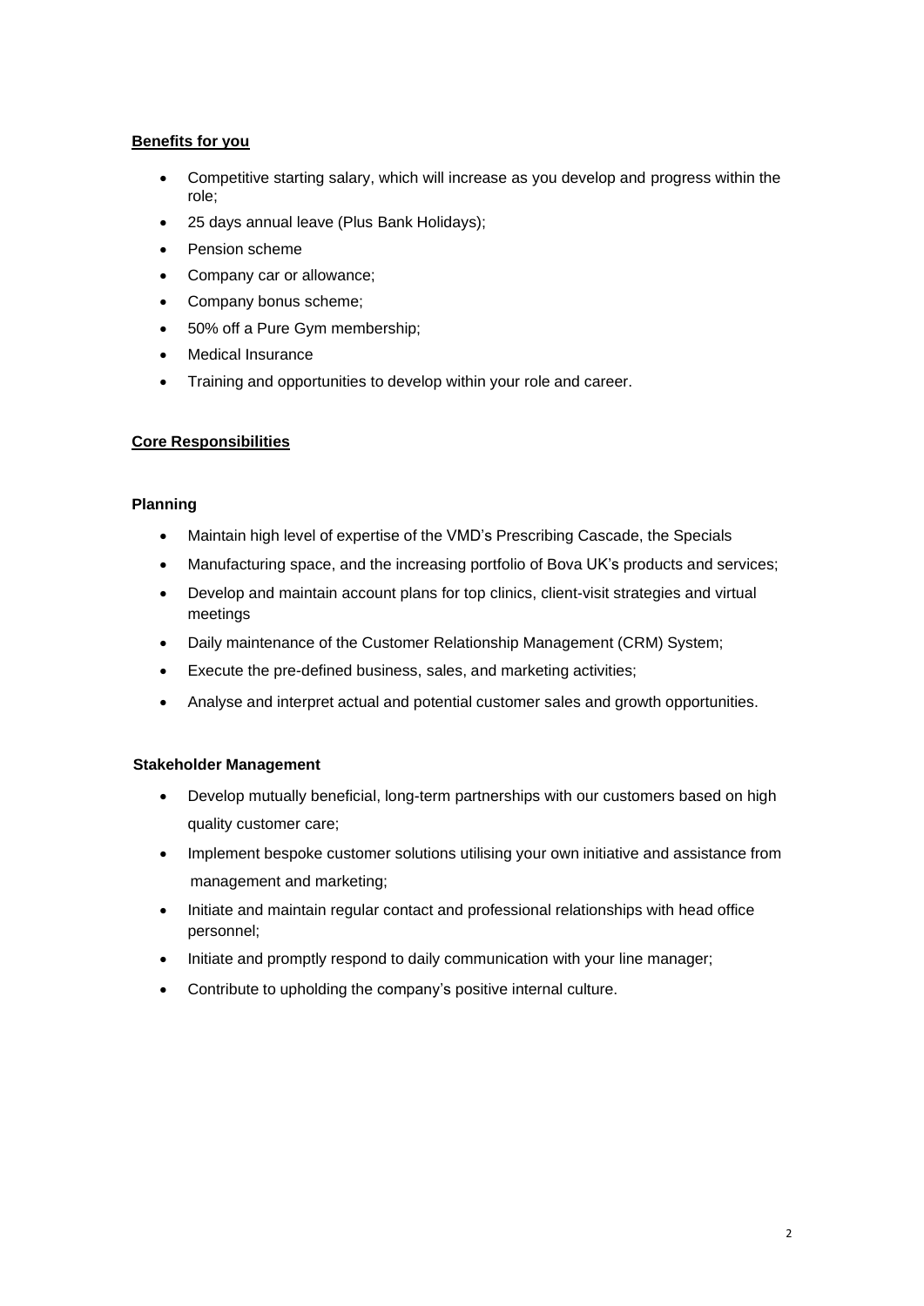**<u>Benefits for you</u>**

- Competitive starting salary, which will increase as you develop and progress within the role;
- 25 days annual leave (Plus Bank Holidays);
- Pension scheme
- Company car or allowance;
- Company bonus scheme;
- 50% off a Pure Gym membership;
- Medical Insurance
- Training and opportunities to develop within your role and career.

**<u>Core Responsibilities</u>**

**Planning**

- Maintain high level of expertise of the VMD's Prescribing Cascade, the Specials
- Manufacturing space, and the increasing portfolio of Bova UK's products and services;
- Develop and maintain account plans for top clinics, client-visit strategies and virtual meetings
- Daily maintenance of the Customer Relationship Management (CRM) System;
- Execute the pre-defined business, sales, and marketing activities;
- Analyse and interpret actual and potential customer sales and growth opportunities.

**Stakeholder Management**

- Develop mutually beneficial, long-term partnerships with our customers based on high quality customer care;
- Implement bespoke customer solutions utilising your own initiative and assistance from management and marketing;
- Initiate and maintain regular contact and professional relationships with head office personnel;
- Initiate and promptly respond to daily communication with your line manager;
- Contribute to upholding the company's positive internal culture.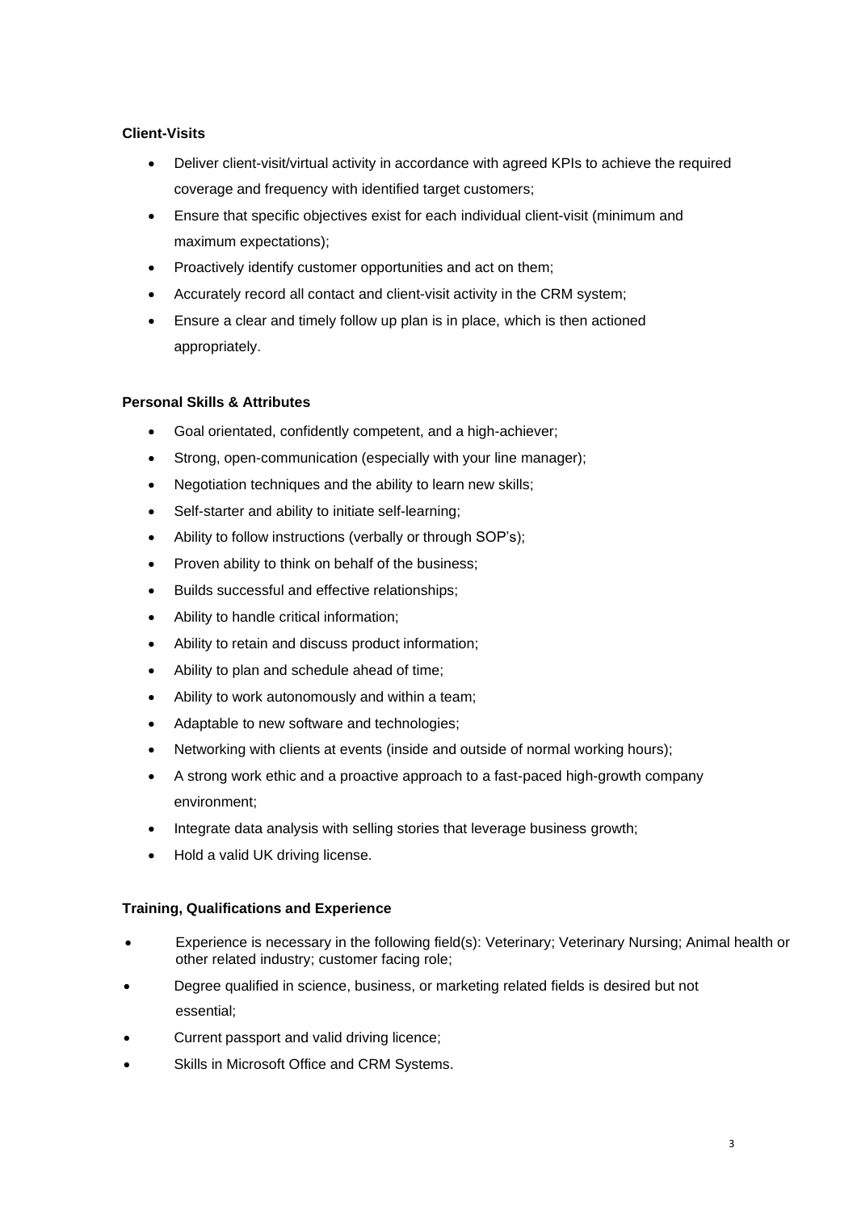**Client-Visits**

- Deliver client-visit/virtual activity in accordance with agreed KPIs to achieve the required coverage and frequency with identified target customers;
- Ensure that specific objectives exist for each individual client-visit (minimum and maximum expectations);
- Proactively identify customer opportunities and act on them;
- Accurately record all contact and client-visit activity in the CRM system;
- Ensure a clear and timely follow up plan is in place, which is then actioned appropriately.

**Personal Skills & Attributes**

- Goal orientated, confidently competent, and a high-achiever;
- Strong, open-communication (especially with your line manager);
- Negotiation techniques and the ability to learn new skills;
- Self-starter and ability to initiate self-learning;
- Ability to follow instructions (verbally or through SOP's);
- Proven ability to think on behalf of the business;
- Builds successful and effective relationships;
- Ability to handle critical information;
- Ability to retain and discuss product information;
- Ability to plan and schedule ahead of time;
- Ability to work autonomously and within a team;
- Adaptable to new software and technologies;
- Networking with clients at events (inside and outside of normal working hours);
- A strong work ethic and a proactive approach to a fast-paced high-growth company environment;
- Integrate data analysis with selling stories that leverage business growth;
- Hold a valid UK driving license.

**Training, Qualifications and Experience**

- Experience is necessary in the following field(s): Veterinary; Veterinary Nursing; Animal health or other related industry; customer facing role;
- Degree qualified in science, business, or marketing related fields is desired but not essential;
- Current passport and valid driving licence;
- Skills in Microsoft Office and CRM Systems.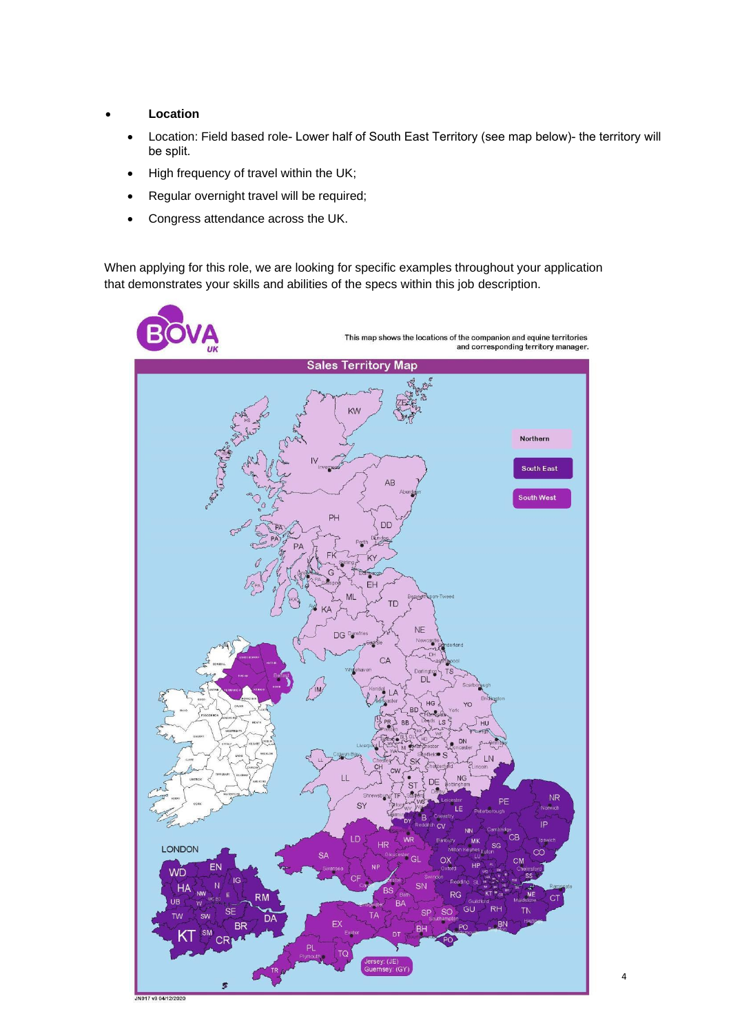- **Location**
  - Location: Field based role- Lower half of South East Territory (see map below)- the territory will be split.
  - High frequency of travel within the UK;
  - Regular overnight travel will be required;
  - Congress attendance across the UK.

When applying for this role, we are looking for specific examples throughout your application that demonstrates your skills and abilities of the specs within this job description.

BOVA UK

This map shows the locations of the companion and equine territories and corresponding territory manager.

Sales Territory Map

Northern

South East

South West

LONDON

Jersey: (JE)
Guernsey: (GY)

JN017 v3 04/12/2020